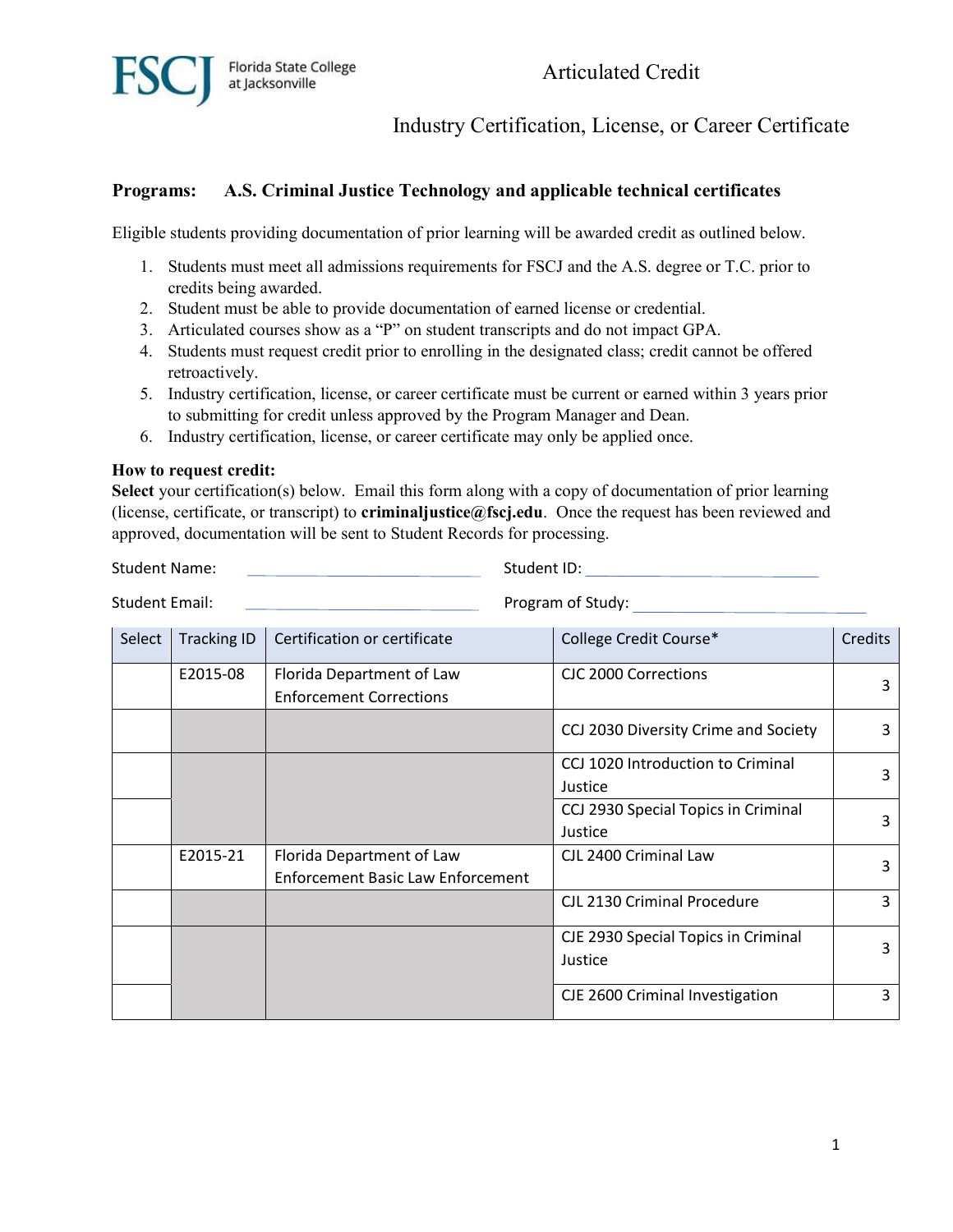Florida State College at Jacksonville

# Articulated Credit

## Industry Certification, License, or Career Certificate

**Programs: A.S. Criminal Justice Technology and applicable technical certificates**

Eligible students providing documentation of prior learning will be awarded credit as outlined below.

1. Students must meet all admissions requirements for FSCJ and the A.S. degree or T.C. prior to credits being awarded.
2. Student must be able to provide documentation of earned license or credential.
3. Articulated courses show as a "P" on student transcripts and do not impact GPA.
4. Students must request credit prior to enrolling in the designated class; credit cannot be offered retroactively.
5. Industry certification, license, or career certificate must be current or earned within 3 years prior to submitting for credit unless approved by the Program Manager and Dean.
6. Industry certification, license, or career certificate may only be applied once.

**How to request credit:**
**Select** your certification(s) below. Email this form along with a copy of documentation of prior learning (license, certificate, or transcript) to **criminaljustice@fscj.edu**. Once the request has been reviewed and approved, documentation will be sent to Student Records for processing.

Student Name: ______________________ Student ID: ______________________

Student Email: ______________________ Program of Study: ______________________

| Select | Tracking ID | Certification or certificate | College Credit Course* | Credits |
|---|---|---|---|---|
| | E2015-08 | Florida Department of Law Enforcement Corrections | CJC 2000 Corrections | 3 |
| | | | CCJ 2030 Diversity Crime and Society | 3 |
| | | | CCJ 1020 Introduction to Criminal Justice | 3 |
| | | | CCJ 2930 Special Topics in Criminal Justice | 3 |
| | E2015-21 | Florida Department of Law Enforcement Basic Law Enforcement | CJL 2400 Criminal Law | 3 |
| | | | CJL 2130 Criminal Procedure | 3 |
| | | | CJE 2930 Special Topics in Criminal Justice | 3 |
| | | | CJE 2600 Criminal Investigation | 3 |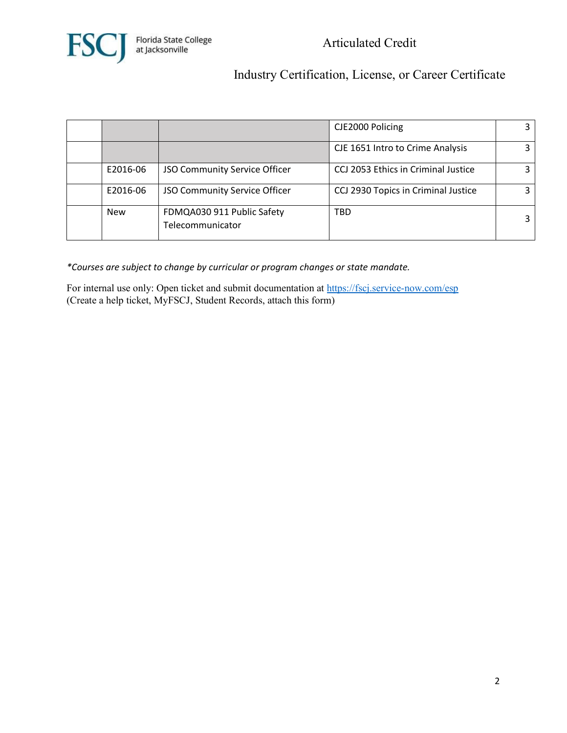| | | | | |
|---|---|---|---|---|
| | | | CJE2000 Policing | 3 |
| | | | CJE 1651 Intro to Crime Analysis | 3 |
| | E2016-06 | JSO Community Service Officer | CCJ 2053 Ethics in Criminal Justice | 3 |
| | E2016-06 | JSO Community Service Officer | CCJ 2930 Topics in Criminal Justice | 3 |
| | New | FDMQA030 911 Public Safety Telecommunicator | TBD | 3 |

*\*Courses are subject to change by curricular or program changes or state mandate.*

For internal use only: Open ticket and submit documentation at https://fscj.service-now.com/esp
(Create a help ticket, MyFSCJ, Student Records, attach this form)